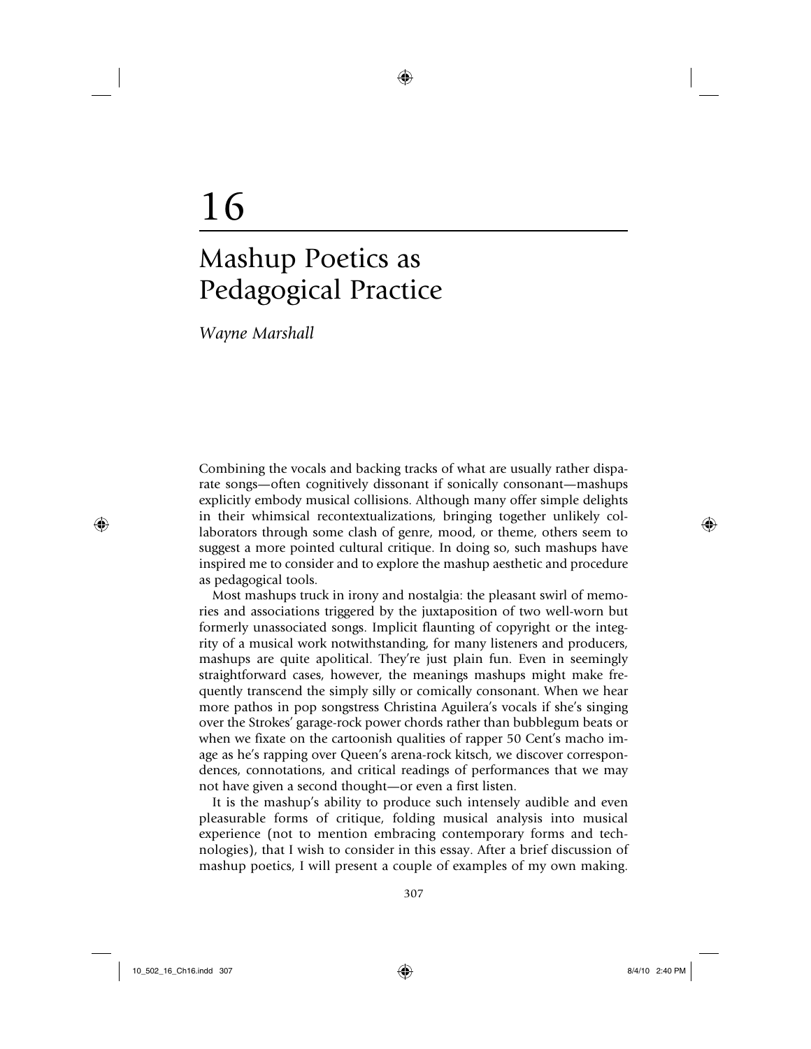# 16

# Mashup Poetics as Pedagogical Practice

*Wayne Marshall*

Combining the vocals and backing tracks of what are usually rather disparate songs—often cognitively dissonant if sonically consonant—mashups explicitly embody musical collisions. Although many offer simple delights in their whimsical recontextualizations, bringing together unlikely collaborators through some clash of genre, mood, or theme, others seem to suggest a more pointed cultural critique. In doing so, such mashups have inspired me to consider and to explore the mashup aesthetic and procedure as pedagogical tools.

Most mashups truck in irony and nostalgia: the pleasant swirl of memories and associations triggered by the juxtaposition of two well-worn but formerly unassociated songs. Implicit flaunting of copyright or the integrity of a musical work notwithstanding, for many listeners and producers, mashups are quite apolitical. They're just plain fun. Even in seemingly straightforward cases, however, the meanings mashups might make frequently transcend the simply silly or comically consonant. When we hear more pathos in pop songstress Christina Aguilera's vocals if she's singing over the Strokes' garage-rock power chords rather than bubblegum beats or when we fixate on the cartoonish qualities of rapper 50 Cent's macho image as he's rapping over Queen's arena-rock kitsch, we discover correspondences, connotations, and critical readings of performances that we may not have given a second thought—or even a first listen.

It is the mashup's ability to produce such intensely audible and even pleasurable forms of critique, folding musical analysis into musical experience (not to mention embracing contemporary forms and technologies), that I wish to consider in this essay. After a brief discussion of mashup poetics, I will present a couple of examples of my own making.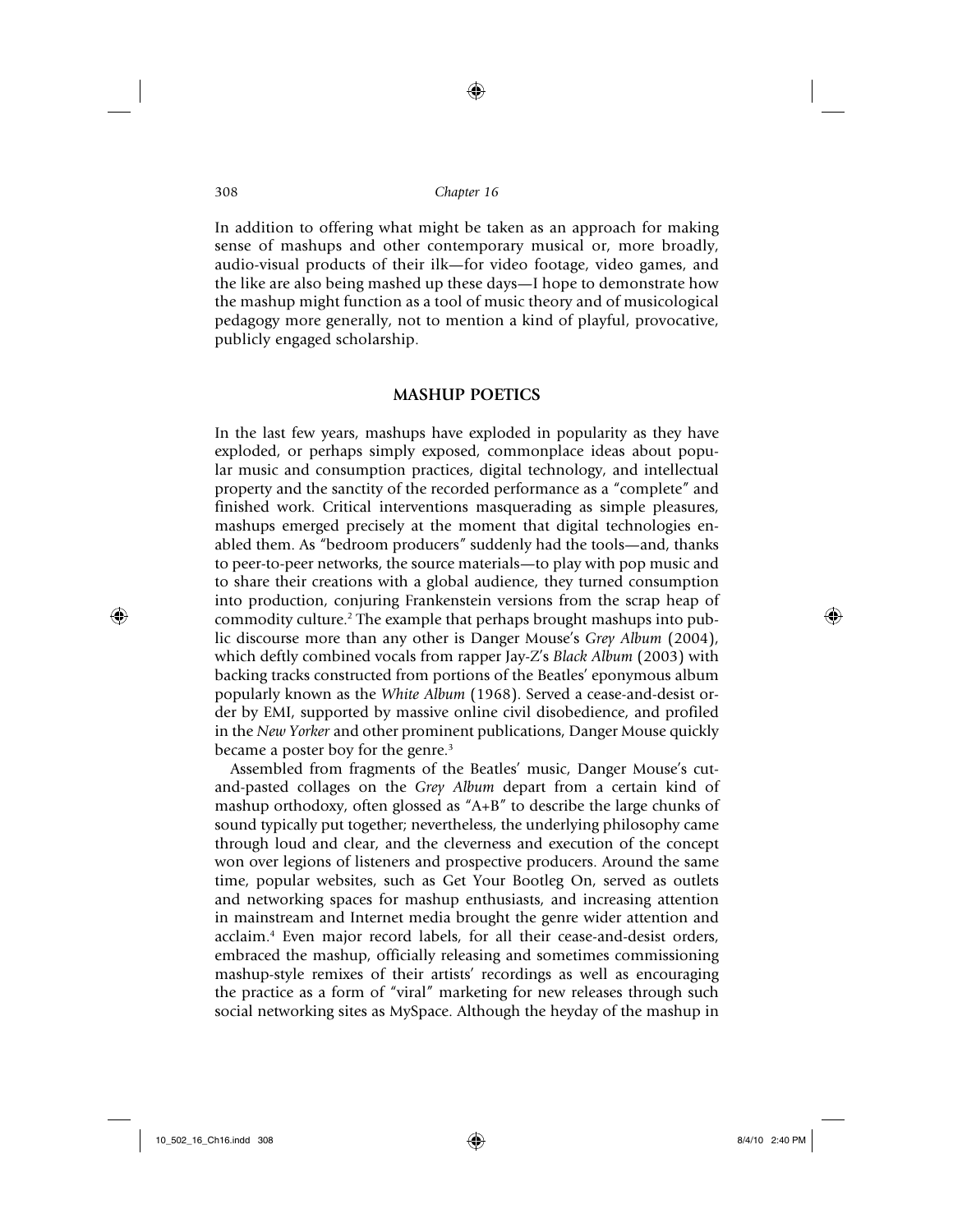In addition to offering what might be taken as an approach for making sense of mashups and other contemporary musical or, more broadly, audio-visual products of their ilk—for video footage, video games, and the like are also being mashed up these days—I hope to demonstrate how the mashup might function as a tool of music theory and of musicological pedagogy more generally, not to mention a kind of playful, provocative, publicly engaged scholarship.

## MASHUP POETICS

In the last few years, mashups have exploded in popularity as they have exploded, or perhaps simply exposed, commonplace ideas about popular music and consumption practices, digital technology, and intellectual property and the sanctity of the recorded performance as a "complete" and finished work. Critical interventions masquerading as simple pleasures, mashups emerged precisely at the moment that digital technologies enabled them. As "bedroom producers" suddenly had the tools—and, thanks to peer-to-peer networks, the source materials—to play with pop music and to share their creations with a global audience, they turned consumption into production, conjuring Frankenstein versions from the scrap heap of commodity culture.[2] The example that perhaps brought mashups into public discourse more than any other is Danger Mouse's *Grey Album* (2004), which deftly combined vocals from rapper Jay-Z's *Black Album* (2003) with backing tracks constructed from portions of the Beatles' eponymous album popularly known as the *White Album* (1968). Served a cease-and-desist order by EMI, supported by massive online civil disobedience, and profiled in the *New Yorker* and other prominent publications, Danger Mouse quickly became a poster boy for the genre.[3]

Assembled from fragments of the Beatles' music, Danger Mouse's cut-and-pasted collages on the *Grey Album* depart from a certain kind of mashup orthodoxy, often glossed as "A+B" to describe the large chunks of sound typically put together; nevertheless, the underlying philosophy came through loud and clear, and the cleverness and execution of the concept won over legions of listeners and prospective producers. Around the same time, popular websites, such as Get Your Bootleg On, served as outlets and networking spaces for mashup enthusiasts, and increasing attention in mainstream and Internet media brought the genre wider attention and acclaim.[4] Even major record labels, for all their cease-and-desist orders, embraced the mashup, officially releasing and sometimes commissioning mashup-style remixes of their artists' recordings as well as encouraging the practice as a form of "viral" marketing for new releases through such social networking sites as MySpace. Although the heyday of the mashup in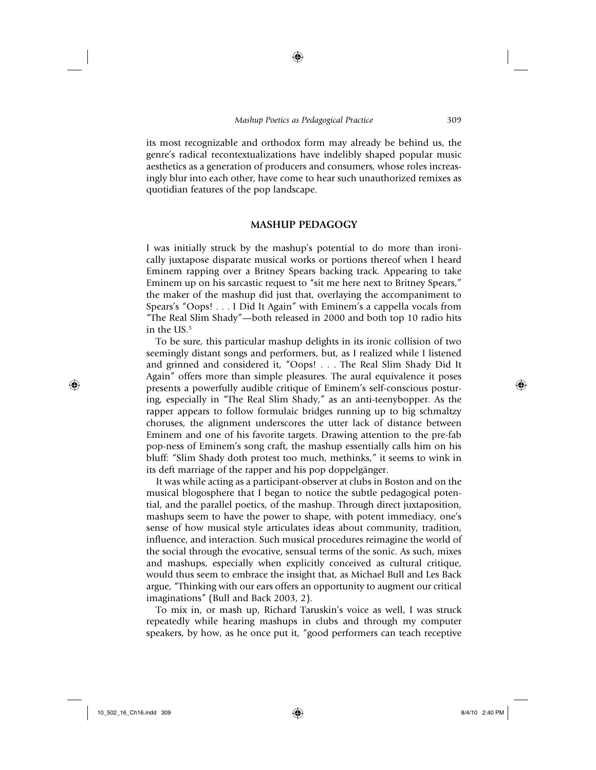its most recognizable and orthodox form may already be behind us, the genre's radical recontextualizations have indelibly shaped popular music aesthetics as a generation of producers and consumers, whose roles increasingly blur into each other, have come to hear such unauthorized remixes as quotidian features of the pop landscape.

## MASHUP PEDAGOGY

I was initially struck by the mashup's potential to do more than ironically juxtapose disparate musical works or portions thereof when I heard Eminem rapping over a Britney Spears backing track. Appearing to take Eminem up on his sarcastic request to "sit me here next to Britney Spears," the maker of the mashup did just that, overlaying the accompaniment to Spears's "Oops! . . . I Did It Again" with Eminem's a cappella vocals from "The Real Slim Shady"—both released in 2000 and both top 10 radio hits in the US.[5]

To be sure, this particular mashup delights in its ironic collision of two seemingly distant songs and performers, but, as I realized while I listened and grinned and considered it, "Oops! . . . The Real Slim Shady Did It Again" offers more than simple pleasures. The aural equivalence it poses presents a powerfully audible critique of Eminem's self-conscious posturing, especially in "The Real Slim Shady," as an anti-teenybopper. As the rapper appears to follow formulaic bridges running up to big schmaltzy choruses, the alignment underscores the utter lack of distance between Eminem and one of his favorite targets. Drawing attention to the pre-fab pop-ness of Eminem's song craft, the mashup essentially calls him on his bluff: "Slim Shady doth protest too much, methinks," it seems to wink in its deft marriage of the rapper and his pop doppelgänger.

It was while acting as a participant-observer at clubs in Boston and on the musical blogosphere that I began to notice the subtle pedagogical potential, and the parallel poetics, of the mashup. Through direct juxtaposition, mashups seem to have the power to shape, with potent immediacy, one's sense of how musical style articulates ideas about community, tradition, influence, and interaction. Such musical procedures reimagine the world of the social through the evocative, sensual terms of the sonic. As such, mixes and mashups, especially when explicitly conceived as cultural critique, would thus seem to embrace the insight that, as Michael Bull and Les Back argue, "Thinking with our ears offers an opportunity to augment our critical imaginations" (Bull and Back 2003, 2).

To mix in, or mash up, Richard Taruskin's voice as well, I was struck repeatedly while hearing mashups in clubs and through my computer speakers, by how, as he once put it, "good performers can teach receptive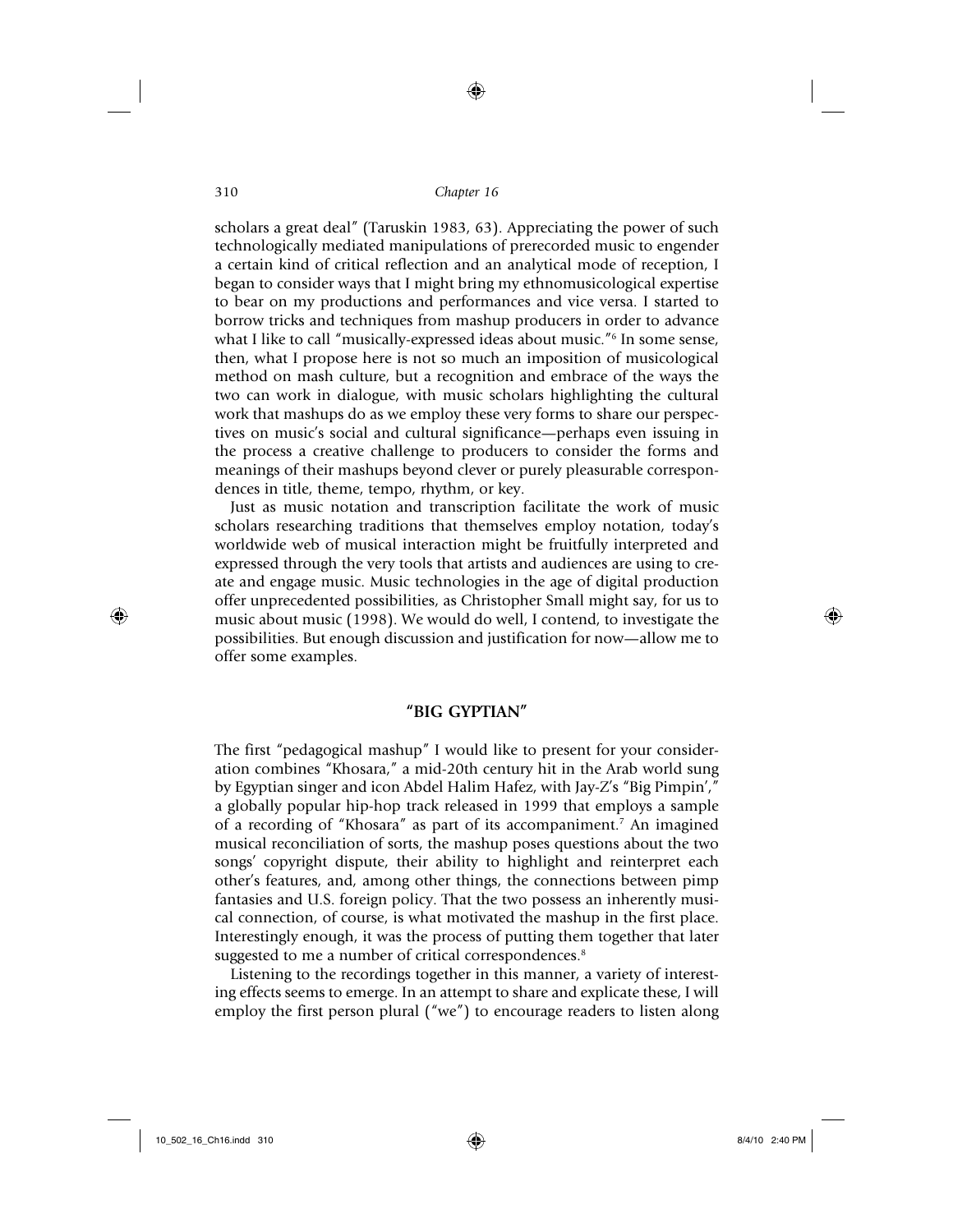scholars a great deal" (Taruskin 1983, 63). Appreciating the power of such technologically mediated manipulations of prerecorded music to engender a certain kind of critical reflection and an analytical mode of reception, I began to consider ways that I might bring my ethnomusicological expertise to bear on my productions and performances and vice versa. I started to borrow tricks and techniques from mashup producers in order to advance what I like to call "musically-expressed ideas about music."[6] In some sense, then, what I propose here is not so much an imposition of musicological method on mash culture, but a recognition and embrace of the ways the two can work in dialogue, with music scholars highlighting the cultural work that mashups do as we employ these very forms to share our perspectives on music's social and cultural significance—perhaps even issuing in the process a creative challenge to producers to consider the forms and meanings of their mashups beyond clever or purely pleasurable correspondences in title, theme, tempo, rhythm, or key.

Just as music notation and transcription facilitate the work of music scholars researching traditions that themselves employ notation, today's worldwide web of musical interaction might be fruitfully interpreted and expressed through the very tools that artists and audiences are using to create and engage music. Music technologies in the age of digital production offer unprecedented possibilities, as Christopher Small might say, for us to music about music (1998). We would do well, I contend, to investigate the possibilities. But enough discussion and justification for now—allow me to offer some examples.

## "BIG GYPTIAN"

The first "pedagogical mashup" I would like to present for your consideration combines "Khosara," a mid-20th century hit in the Arab world sung by Egyptian singer and icon Abdel Halim Hafez, with Jay-Z's "Big Pimpin'," a globally popular hip-hop track released in 1999 that employs a sample of a recording of "Khosara" as part of its accompaniment.[7] An imagined musical reconciliation of sorts, the mashup poses questions about the two songs' copyright dispute, their ability to highlight and reinterpret each other's features, and, among other things, the connections between pimp fantasies and U.S. foreign policy. That the two possess an inherently musical connection, of course, is what motivated the mashup in the first place. Interestingly enough, it was the process of putting them together that later suggested to me a number of critical correspondences.[8]

Listening to the recordings together in this manner, a variety of interesting effects seems to emerge. In an attempt to share and explicate these, I will employ the first person plural ("we") to encourage readers to listen along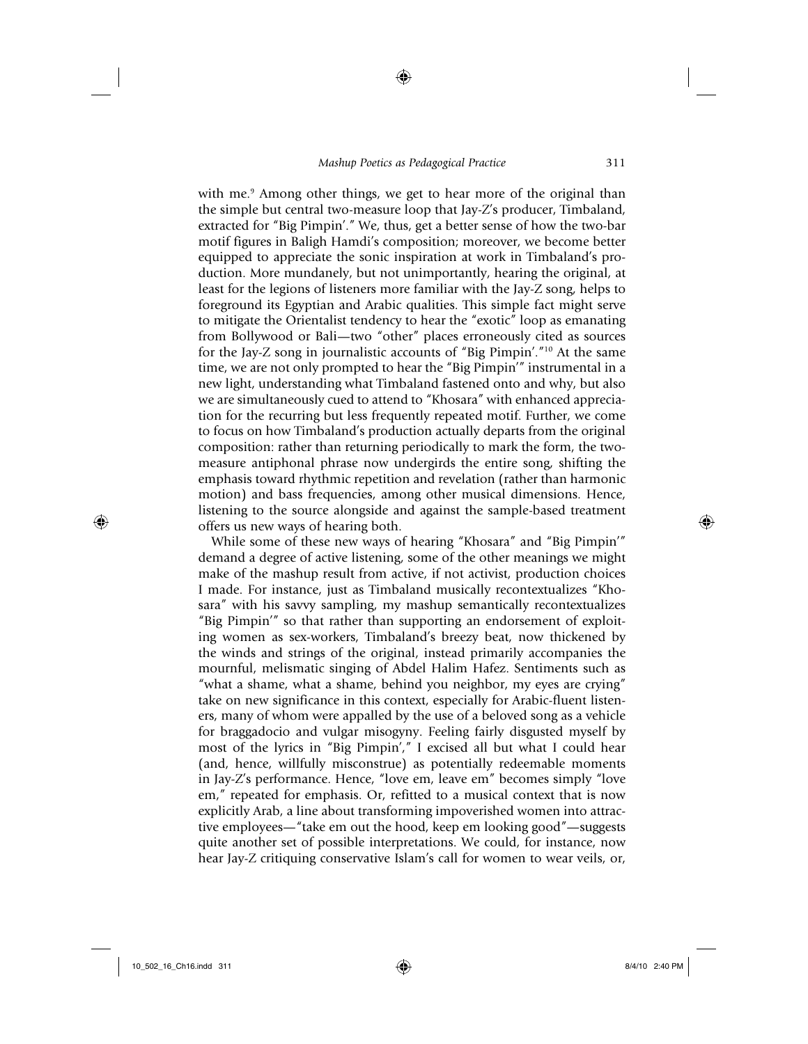with me.[9] Among other things, we get to hear more of the original than the simple but central two-measure loop that Jay-Z's producer, Timbaland, extracted for "Big Pimpin'." We, thus, get a better sense of how the two-bar motif figures in Baligh Hamdi's composition; moreover, we become better equipped to appreciate the sonic inspiration at work in Timbaland's production. More mundanely, but not unimportantly, hearing the original, at least for the legions of listeners more familiar with the Jay-Z song, helps to foreground its Egyptian and Arabic qualities. This simple fact might serve to mitigate the Orientalist tendency to hear the "exotic" loop as emanating from Bollywood or Bali—two "other" places erroneously cited as sources for the Jay-Z song in journalistic accounts of "Big Pimpin'."[10] At the same time, we are not only prompted to hear the "Big Pimpin'" instrumental in a new light, understanding what Timbaland fastened onto and why, but also we are simultaneously cued to attend to "Khosara" with enhanced appreciation for the recurring but less frequently repeated motif. Further, we come to focus on how Timbaland's production actually departs from the original composition: rather than returning periodically to mark the form, the two-measure antiphonal phrase now undergirds the entire song, shifting the emphasis toward rhythmic repetition and revelation (rather than harmonic motion) and bass frequencies, among other musical dimensions. Hence, listening to the source alongside and against the sample-based treatment offers us new ways of hearing both.

While some of these new ways of hearing "Khosara" and "Big Pimpin'" demand a degree of active listening, some of the other meanings we might make of the mashup result from active, if not activist, production choices I made. For instance, just as Timbaland musically recontextualizes "Khosara" with his savvy sampling, my mashup semantically recontextualizes "Big Pimpin'" so that rather than supporting an endorsement of exploiting women as sex-workers, Timbaland's breezy beat, now thickened by the winds and strings of the original, instead primarily accompanies the mournful, melismatic singing of Abdel Halim Hafez. Sentiments such as "what a shame, what a shame, behind you neighbor, my eyes are crying" take on new significance in this context, especially for Arabic-fluent listeners, many of whom were appalled by the use of a beloved song as a vehicle for braggadocio and vulgar misogyny. Feeling fairly disgusted myself by most of the lyrics in "Big Pimpin'," I excised all but what I could hear (and, hence, willfully misconstrue) as potentially redeemable moments in Jay-Z's performance. Hence, "love em, leave em" becomes simply "love em," repeated for emphasis. Or, refitted to a musical context that is now explicitly Arab, a line about transforming impoverished women into attractive employees—"take em out the hood, keep em looking good"—suggests quite another set of possible interpretations. We could, for instance, now hear Jay-Z critiquing conservative Islam's call for women to wear veils, or,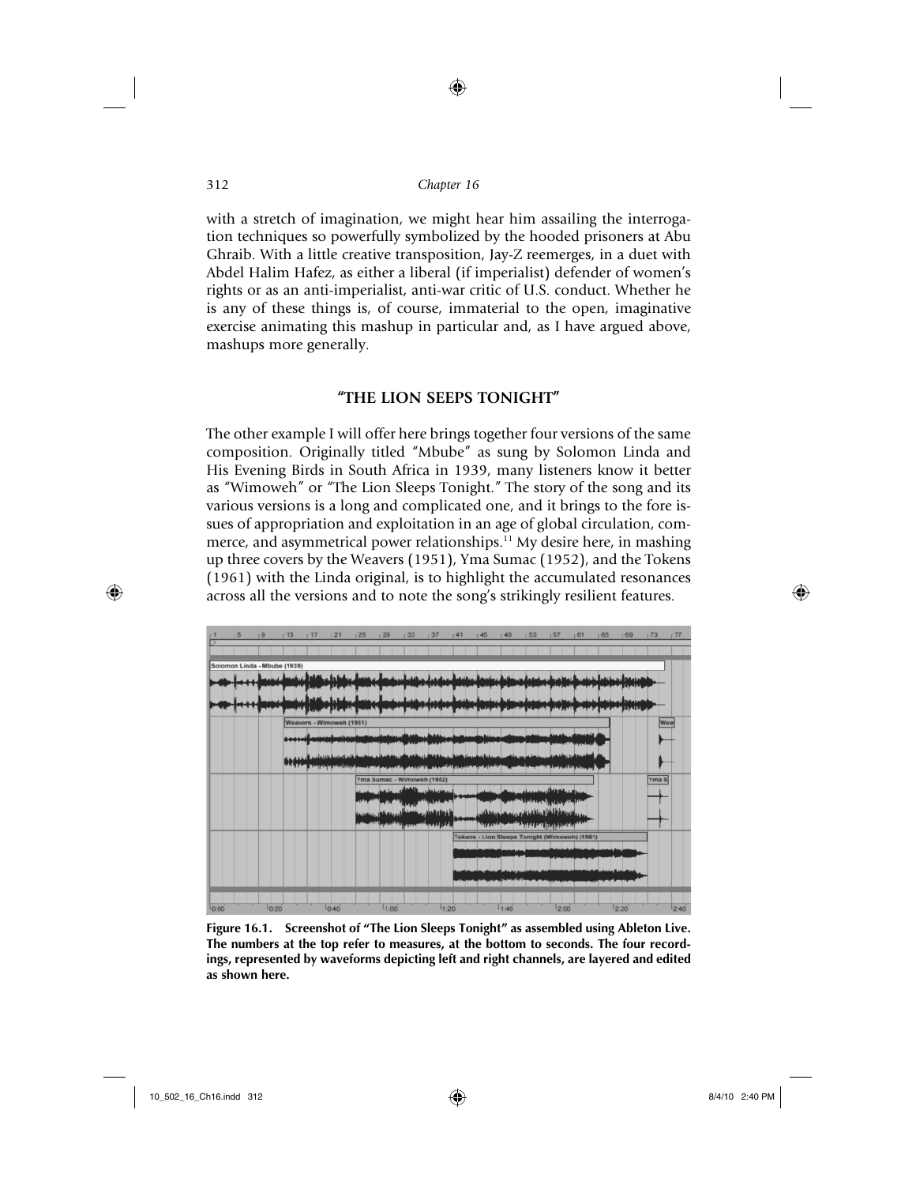with a stretch of imagination, we might hear him assailing the interrogation techniques so powerfully symbolized by the hooded prisoners at Abu Ghraib. With a little creative transposition, Jay-Z reemerges, in a duet with Abdel Halim Hafez, as either a liberal (if imperialist) defender of women's rights or as an anti-imperialist, anti-war critic of U.S. conduct. Whether he is any of these things is, of course, immaterial to the open, imaginative exercise animating this mashup in particular and, as I have argued above, mashups more generally.

## "THE LION SEEPS TONIGHT"

The other example I will offer here brings together four versions of the same composition. Originally titled "Mbube" as sung by Solomon Linda and His Evening Birds in South Africa in 1939, many listeners know it better as "Wimoweh" or "The Lion Sleeps Tonight." The story of the song and its various versions is a long and complicated one, and it brings to the fore issues of appropriation and exploitation in an age of global circulation, commerce, and asymmetrical power relationships.[11] My desire here, in mashing up three covers by the Weavers (1951), Yma Sumac (1952), and the Tokens (1961) with the Linda original, is to highlight the accumulated resonances across all the versions and to note the song's strikingly resilient features.

**Figure 16.1. Screenshot of "The Lion Sleeps Tonight" as assembled using Ableton Live. The numbers at the top refer to measures, at the bottom to seconds. The four recordings, represented by waveforms depicting left and right channels, are layered and edited as shown here.**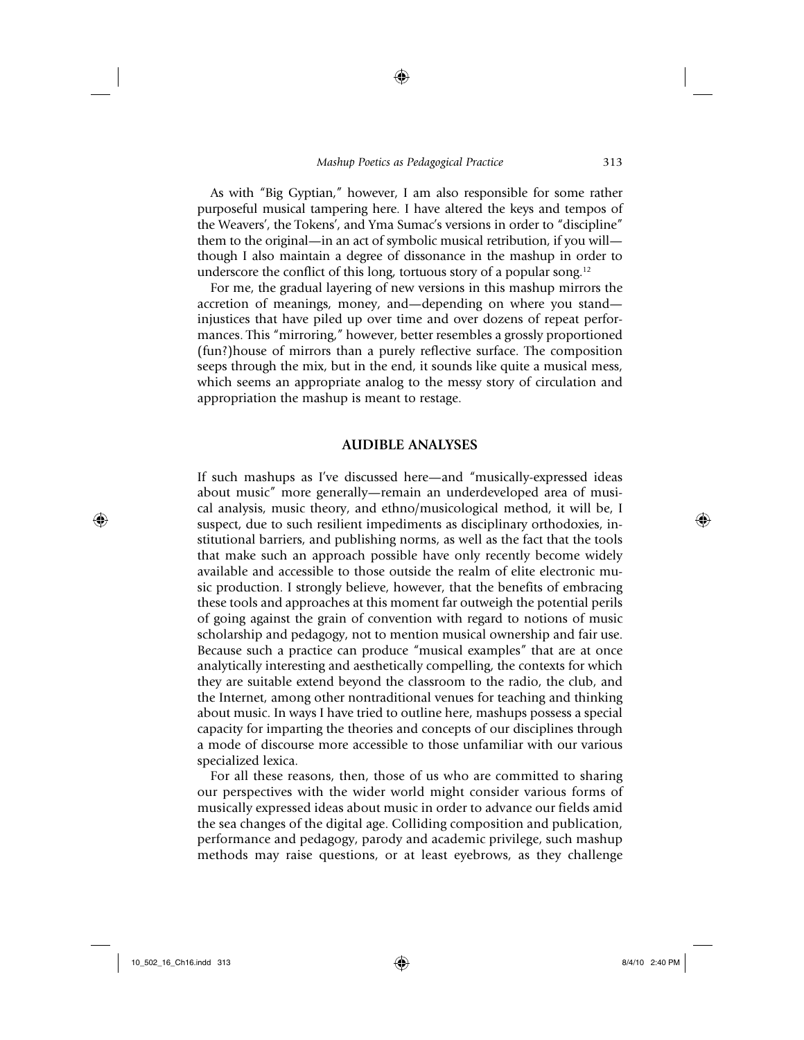As with "Big Gyptian," however, I am also responsible for some rather purposeful musical tampering here. I have altered the keys and tempos of the Weavers', the Tokens', and Yma Sumac's versions in order to "discipline" them to the original—in an act of symbolic musical retribution, if you will—though I also maintain a degree of dissonance in the mashup in order to underscore the conflict of this long, tortuous story of a popular song.[12]

For me, the gradual layering of new versions in this mashup mirrors the accretion of meanings, money, and—depending on where you stand—injustices that have piled up over time and over dozens of repeat performances. This "mirroring," however, better resembles a grossly proportioned (fun?)house of mirrors than a purely reflective surface. The composition seeps through the mix, but in the end, it sounds like quite a musical mess, which seems an appropriate analog to the messy story of circulation and appropriation the mashup is meant to restage.

## AUDIBLE ANALYSES

If such mashups as I've discussed here—and "musically-expressed ideas about music" more generally—remain an underdeveloped area of musical analysis, music theory, and ethno/musicological method, it will be, I suspect, due to such resilient impediments as disciplinary orthodoxies, institutional barriers, and publishing norms, as well as the fact that the tools that make such an approach possible have only recently become widely available and accessible to those outside the realm of elite electronic music production. I strongly believe, however, that the benefits of embracing these tools and approaches at this moment far outweigh the potential perils of going against the grain of convention with regard to notions of music scholarship and pedagogy, not to mention musical ownership and fair use. Because such a practice can produce "musical examples" that are at once analytically interesting and aesthetically compelling, the contexts for which they are suitable extend beyond the classroom to the radio, the club, and the Internet, among other nontraditional venues for teaching and thinking about music. In ways I have tried to outline here, mashups possess a special capacity for imparting the theories and concepts of our disciplines through a mode of discourse more accessible to those unfamiliar with our various specialized lexica.

For all these reasons, then, those of us who are committed to sharing our perspectives with the wider world might consider various forms of musically expressed ideas about music in order to advance our fields amid the sea changes of the digital age. Colliding composition and publication, performance and pedagogy, parody and academic privilege, such mashup methods may raise questions, or at least eyebrows, as they challenge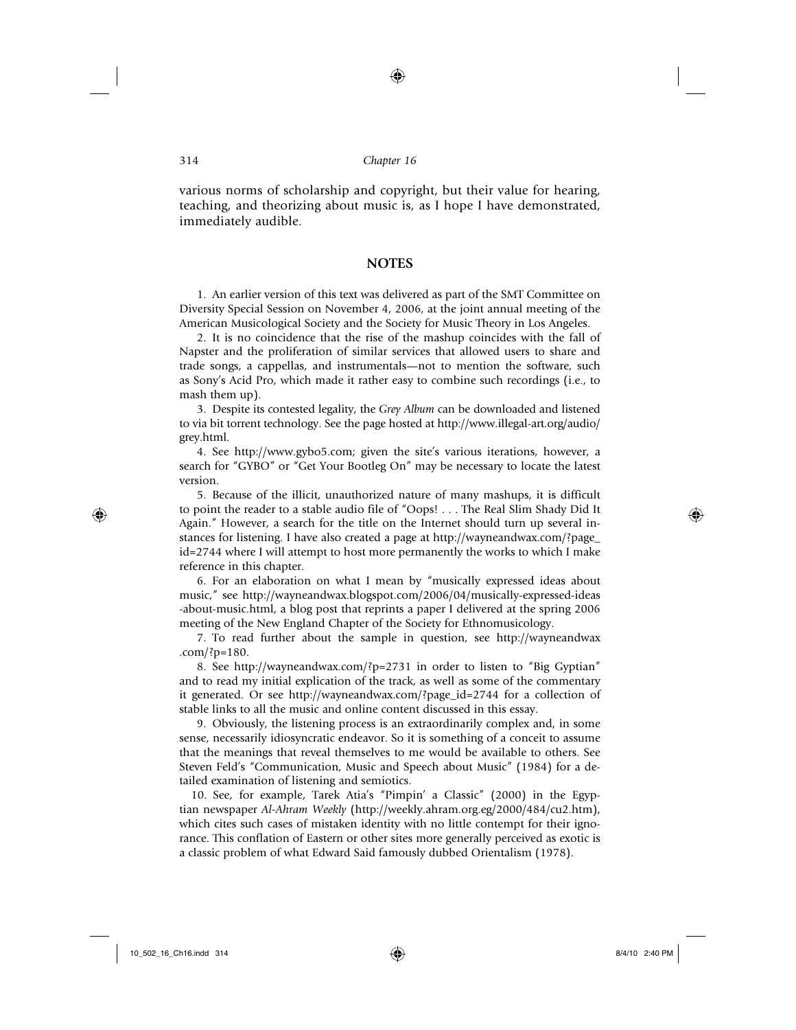various norms of scholarship and copyright, but their value for hearing, teaching, and theorizing about music is, as I hope I have demonstrated, immediately audible.

## NOTES

1. An earlier version of this text was delivered as part of the SMT Committee on Diversity Special Session on November 4, 2006, at the joint annual meeting of the American Musicological Society and the Society for Music Theory in Los Angeles.

2. It is no coincidence that the rise of the mashup coincides with the fall of Napster and the proliferation of similar services that allowed users to share and trade songs, a cappellas, and instrumentals—not to mention the software, such as Sony's Acid Pro, which made it rather easy to combine such recordings (i.e., to mash them up).

3. Despite its contested legality, the *Grey Album* can be downloaded and listened to via bit torrent technology. See the page hosted at http://www.illegal-art.org/audio/grey.html.

4. See http://www.gybo5.com; given the site's various iterations, however, a search for "GYBO" or "Get Your Bootleg On" may be necessary to locate the latest version.

5. Because of the illicit, unauthorized nature of many mashups, it is difficult to point the reader to a stable audio file of "Oops! . . . The Real Slim Shady Did It Again." However, a search for the title on the Internet should turn up several instances for listening. I have also created a page at http://wayneandwax.com/?page_id=2744 where I will attempt to host more permanently the works to which I make reference in this chapter.

6. For an elaboration on what I mean by "musically expressed ideas about music," see http://wayneandwax.blogspot.com/2006/04/musically-expressed-ideas-about-music.html, a blog post that reprints a paper I delivered at the spring 2006 meeting of the New England Chapter of the Society for Ethnomusicology.

7. To read further about the sample in question, see http://wayneandwax.com/?p=180.

8. See http://wayneandwax.com/?p=2731 in order to listen to "Big Gyptian" and to read my initial explication of the track, as well as some of the commentary it generated. Or see http://wayneandwax.com/?page_id=2744 for a collection of stable links to all the music and online content discussed in this essay.

9. Obviously, the listening process is an extraordinarily complex and, in some sense, necessarily idiosyncratic endeavor. So it is something of a conceit to assume that the meanings that reveal themselves to me would be available to others. See Steven Feld's "Communication, Music and Speech about Music" (1984) for a detailed examination of listening and semiotics.

10. See, for example, Tarek Atia's "Pimpin' a Classic" (2000) in the Egyptian newspaper *Al-Ahram Weekly* (http://weekly.ahram.org.eg/2000/484/cu2.htm), which cites such cases of mistaken identity with no little contempt for their ignorance. This conflation of Eastern or other sites more generally perceived as exotic is a classic problem of what Edward Said famously dubbed Orientalism (1978).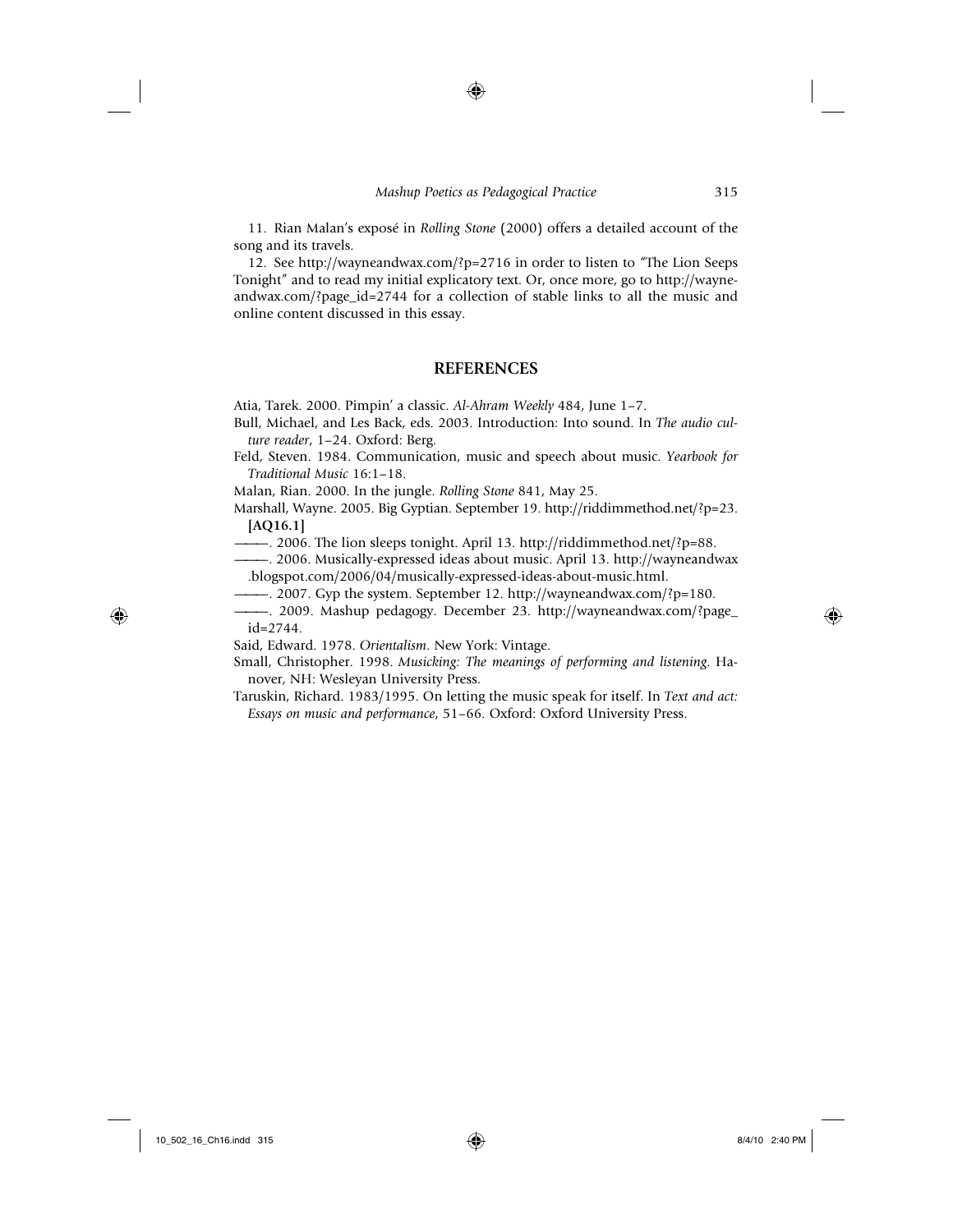11. Rian Malan's exposé in *Rolling Stone* (2000) offers a detailed account of the song and its travels.

12. See http://wayneandwax.com/?p=2716 in order to listen to "The Lion Seeps Tonight" and to read my initial explicatory text. Or, once more, go to http://wayneandwax.com/?page_id=2744 for a collection of stable links to all the music and online content discussed in this essay.

## REFERENCES

Atia, Tarek. 2000. Pimpin' a classic. *Al-Ahram Weekly* 484, June 1–7.

Bull, Michael, and Les Back, eds. 2003. Introduction: Into sound. In *The audio culture reader*, 1–24. Oxford: Berg.

Feld, Steven. 1984. Communication, music and speech about music. *Yearbook for Traditional Music* 16:1–18.

Malan, Rian. 2000. In the jungle. *Rolling Stone* 841, May 25.

Marshall, Wayne. 2005. Big Gyptian. September 19. http://riddimmethod.net/?p=23. **[AQ16.1]**

———. 2006. The lion sleeps tonight. April 13. http://riddimmethod.net/?p=88.

———. 2006. Musically-expressed ideas about music. April 13. http://wayneandwax.blogspot.com/2006/04/musically-expressed-ideas-about-music.html.

———. 2007. Gyp the system. September 12. http://wayneandwax.com/?p=180.

———. 2009. Mashup pedagogy. December 23. http://wayneandwax.com/?page_id=2744.

Said, Edward. 1978. *Orientalism*. New York: Vintage.

Small, Christopher. 1998. *Musicking: The meanings of performing and listening*. Hanover, NH: Wesleyan University Press.

Taruskin, Richard. 1983/1995. On letting the music speak for itself. In *Text and act: Essays on music and performance*, 51–66. Oxford: Oxford University Press.